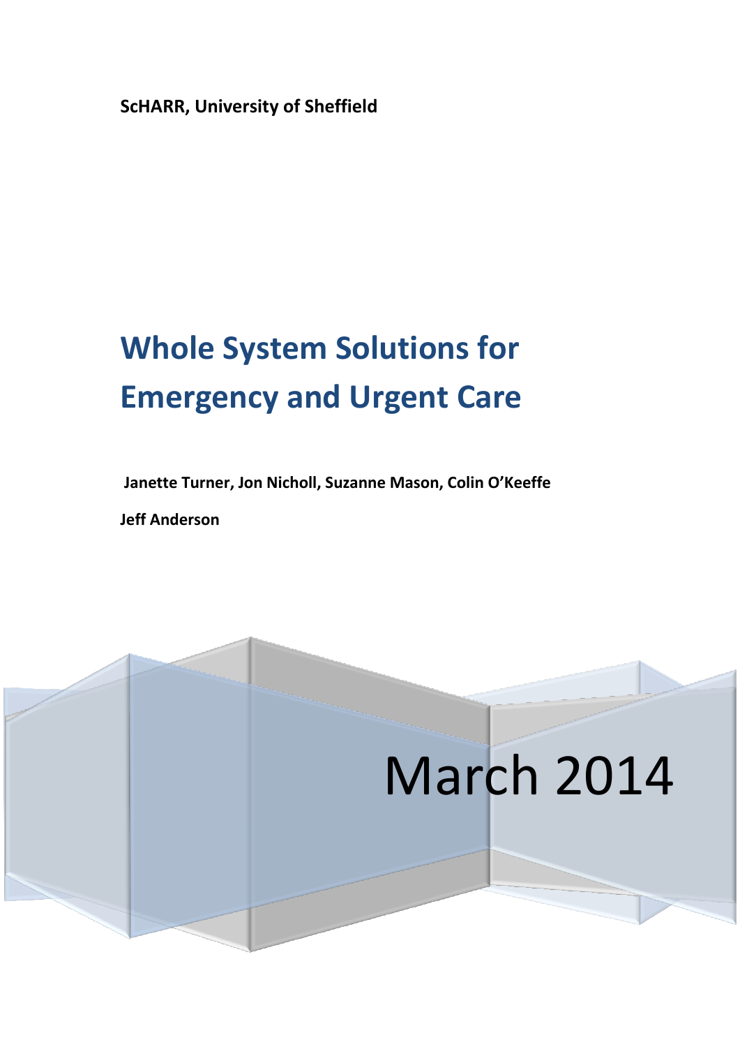**ScHARR, University of Sheffield**

# Whole System Solutions for Emergency and Urgent Care

**Janette Turner, Jon Nicholl, Suzanne Mason, Colin O'Keeffe**

**Jeff Anderson**

March 2014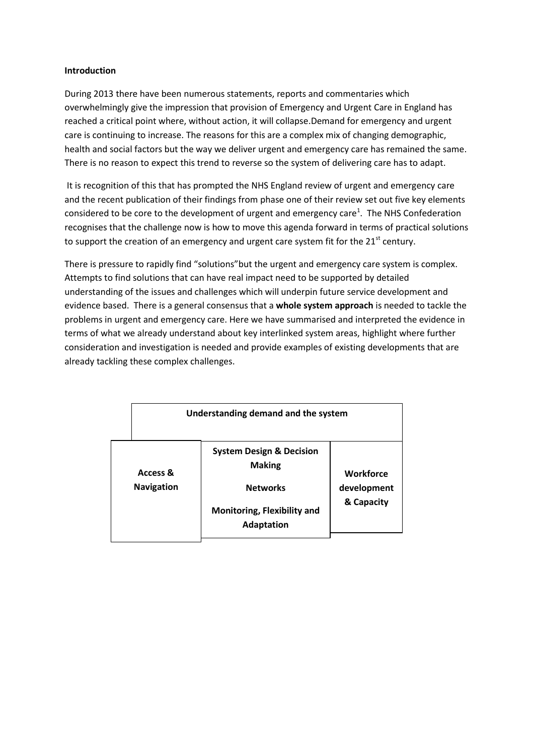**Introduction**

During 2013 there have been numerous statements, reports and commentaries which overwhelmingly give the impression that provision of Emergency and Urgent Care in England has reached a critical point where, without action, it will collapse.Demand for emergency and urgent care is continuing to increase. The reasons for this are a complex mix of changing demographic, health and social factors but the way we deliver urgent and emergency care has remained the same. There is no reason to expect this trend to reverse so the system of delivering care has to adapt.

It is recognition of this that has prompted the NHS England review of urgent and emergency care and the recent publication of their findings from phase one of their review set out five key elements considered to be core to the development of urgent and emergency care[1]. The NHS Confederation recognises that the challenge now is how to move this agenda forward in terms of practical solutions to support the creation of an emergency and urgent care system fit for the 21st century.

There is pressure to rapidly find "solutions"but the urgent and emergency care system is complex. Attempts to find solutions that can have real impact need to be supported by detailed understanding of the issues and challenges which will underpin future service development and evidence based. There is a general consensus that a **whole system approach** is needed to tackle the problems in urgent and emergency care. Here we have summarised and interpreted the evidence in terms of what we already understand about key interlinked system areas, highlight where further consideration and investigation is needed and provide examples of existing developments that are already tackling these complex challenges.

| **Understanding demand and the system** | | |
|---|---|---|
| **Access & Navigation** | **System Design & Decision Making**<br><br>**Networks**<br><br>**Monitoring, Flexibility and Adaptation** | **Workforce development & Capacity** |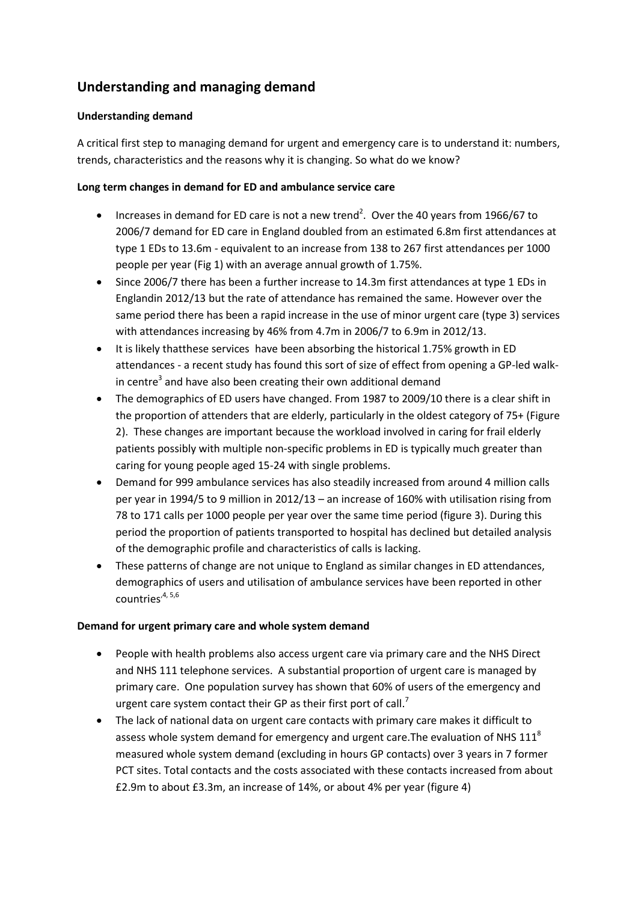## Understanding and managing demand

### Understanding demand

A critical first step to managing demand for urgent and emergency care is to understand it: numbers, trends, characteristics and the reasons why it is changing. So what do we know?

### Long term changes in demand for ED and ambulance service care

- Increases in demand for ED care is not a new trend[2]. Over the 40 years from 1966/67 to 2006/7 demand for ED care in England doubled from an estimated 6.8m first attendances at type 1 EDs to 13.6m - equivalent to an increase from 138 to 267 first attendances per 1000 people per year (Fig 1) with an average annual growth of 1.75%.
- Since 2006/7 there has been a further increase to 14.3m first attendances at type 1 EDs in Englandin 2012/13 but the rate of attendance has remained the same. However over the same period there has been a rapid increase in the use of minor urgent care (type 3) services with attendances increasing by 46% from 4.7m in 2006/7 to 6.9m in 2012/13.
- It is likely thatthese services have been absorbing the historical 1.75% growth in ED attendances - a recent study has found this sort of size of effect from opening a GP-led walk-in centre[3] and have also been creating their own additional demand
- The demographics of ED users have changed. From 1987 to 2009/10 there is a clear shift in the proportion of attenders that are elderly, particularly in the oldest category of 75+ (Figure 2). These changes are important because the workload involved in caring for frail elderly patients possibly with multiple non-specific problems in ED is typically much greater than caring for young people aged 15-24 with single problems.
- Demand for 999 ambulance services has also steadily increased from around 4 million calls per year in 1994/5 to 9 million in 2012/13 – an increase of 160% with utilisation rising from 78 to 171 calls per 1000 people per year over the same time period (figure 3). During this period the proportion of patients transported to hospital has declined but detailed analysis of the demographic profile and characteristics of calls is lacking.
- These patterns of change are not unique to England as similar changes in ED attendances, demographics of users and utilisation of ambulance services have been reported in other countries[4, 5,6]

### Demand for urgent primary care and whole system demand

- People with health problems also access urgent care via primary care and the NHS Direct and NHS 111 telephone services. A substantial proportion of urgent care is managed by primary care. One population survey has shown that 60% of users of the emergency and urgent care system contact their GP as their first port of call.[7]
- The lack of national data on urgent care contacts with primary care makes it difficult to assess whole system demand for emergency and urgent care.The evaluation of NHS 111[8] measured whole system demand (excluding in hours GP contacts) over 3 years in 7 former PCT sites. Total contacts and the costs associated with these contacts increased from about £2.9m to about £3.3m, an increase of 14%, or about 4% per year (figure 4)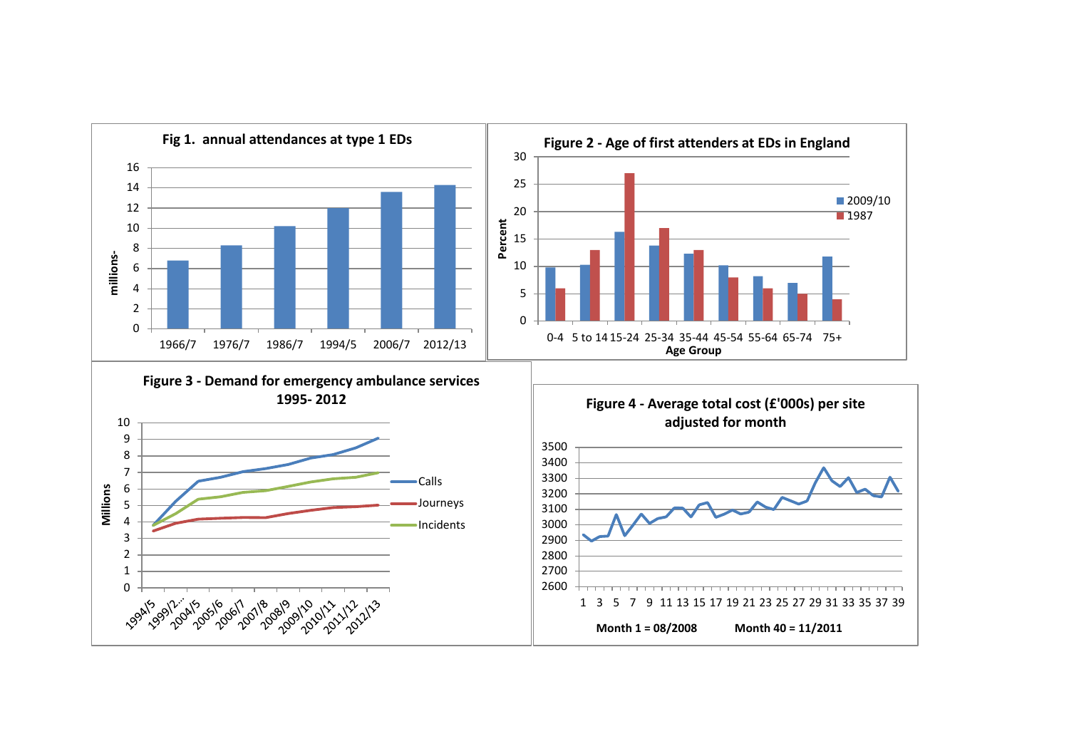**Fig 1. annual attendances at type 1 EDs**

millions-

1966/7, 1976/7, 1986/7, 1994/5, 2006/7, 2012/13

**Figure 2 - Age of first attenders at EDs in England**

Percent

Age Group: 0-4, 5 to 14, 15-24, 25-34, 35-44, 45-54, 55-64, 65-74, 75+

2009/10, 1987

**Figure 3 - Demand for emergency ambulance services 1995- 2012**

Millions

1994/5, 1999/2..., 2004/5, 2005/6, 2006/7, 2007/8, 2008/9, 2009/10, 2010/11, 2011/12, 2012/13

Calls, Journeys, Incidents

**Figure 4 - Average total cost (£'000s) per site adjusted for month**

Month 1 = 08/2008 Month 40 = 11/2011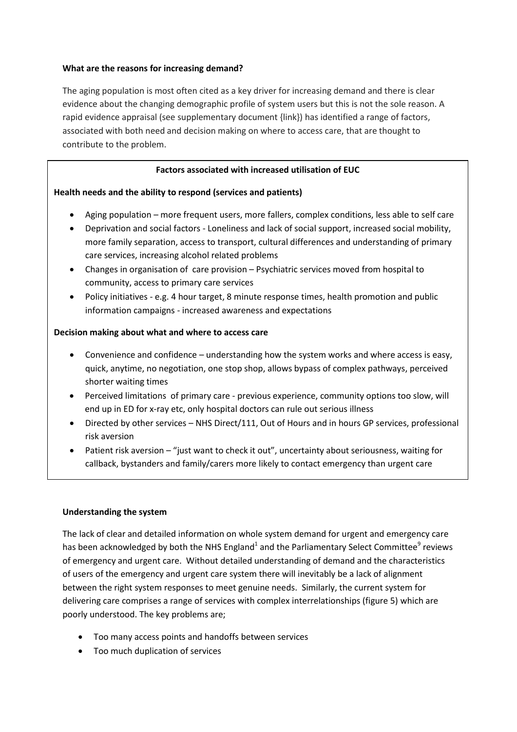**What are the reasons for increasing demand?**

The aging population is most often cited as a key driver for increasing demand and there is clear evidence about the changing demographic profile of system users but this is not the sole reason. A rapid evidence appraisal (see supplementary document {link}) has identified a range of factors, associated with both need and decision making on where to access care, that are thought to contribute to the problem.

**Factors associated with increased utilisation of EUC**

**Health needs and the ability to respond (services and patients)**

- Aging population – more frequent users, more fallers, complex conditions, less able to self care
- Deprivation and social factors - Loneliness and lack of social support, increased social mobility, more family separation, access to transport, cultural differences and understanding of primary care services, increasing alcohol related problems
- Changes in organisation of care provision – Psychiatric services moved from hospital to community, access to primary care services
- Policy initiatives - e.g. 4 hour target, 8 minute response times, health promotion and public information campaigns - increased awareness and expectations

**Decision making about what and where to access care**

- Convenience and confidence – understanding how the system works and where access is easy, quick, anytime, no negotiation, one stop shop, allows bypass of complex pathways, perceived shorter waiting times
- Perceived limitations of primary care - previous experience, community options too slow, will end up in ED for x-ray etc, only hospital doctors can rule out serious illness
- Directed by other services – NHS Direct/111, Out of Hours and in hours GP services, professional risk aversion
- Patient risk aversion – "just want to check it out", uncertainty about seriousness, waiting for callback, bystanders and family/carers more likely to contact emergency than urgent care

**Understanding the system**

The lack of clear and detailed information on whole system demand for urgent and emergency care has been acknowledged by both the NHS England[1] and the Parliamentary Select Committee[9] reviews of emergency and urgent care. Without detailed understanding of demand and the characteristics of users of the emergency and urgent care system there will inevitably be a lack of alignment between the right system responses to meet genuine needs. Similarly, the current system for delivering care comprises a range of services with complex interrelationships (figure 5) which are poorly understood. The key problems are;

- Too many access points and handoffs between services
- Too much duplication of services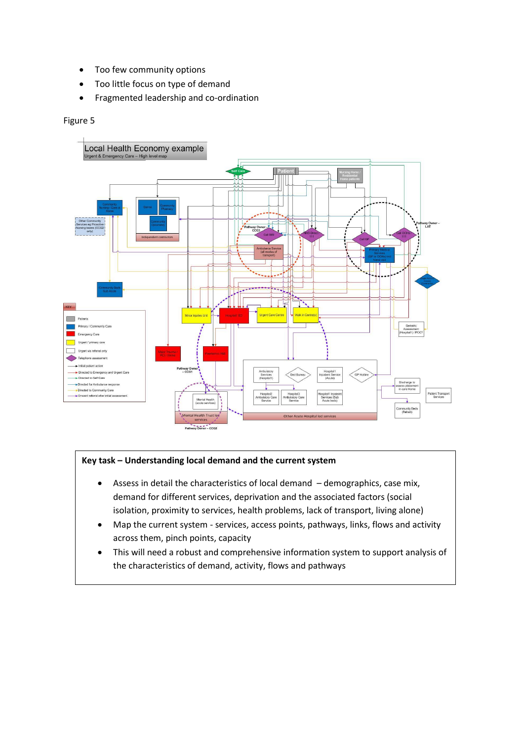- Too few community options
- Too little focus on type of demand
- Fragmented leadership and co-ordination

Figure 5

**Key task – Understanding local demand and the current system**

- Assess in detail the characteristics of local demand – demographics, case mix, demand for different services, deprivation and the associated factors (social isolation, proximity to services, health problems, lack of transport, living alone)
- Map the current system - services, access points, pathways, links, flows and activity across them, pinch points, capacity
- This will need a robust and comprehensive information system to support analysis of the characteristics of demand, activity, flows and pathways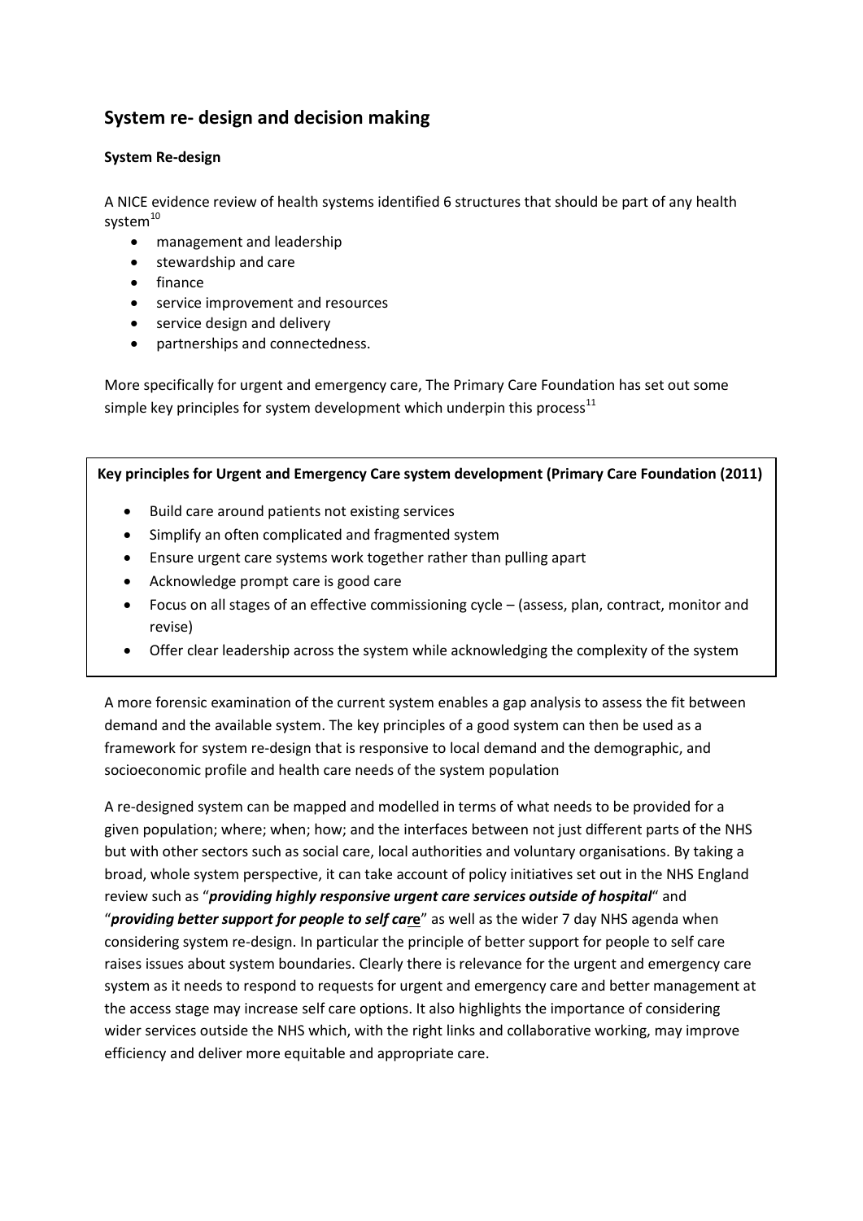## System re- design and decision making

### System Re-design

A NICE evidence review of health systems identified 6 structures that should be part of any health system[10]

- management and leadership
- stewardship and care
- finance
- service improvement and resources
- service design and delivery
- partnerships and connectedness.

More specifically for urgent and emergency care, The Primary Care Foundation has set out some simple key principles for system development which underpin this process[11]

**Key principles for Urgent and Emergency Care system development (Primary Care Foundation (2011)**

- Build care around patients not existing services
- Simplify an often complicated and fragmented system
- Ensure urgent care systems work together rather than pulling apart
- Acknowledge prompt care is good care
- Focus on all stages of an effective commissioning cycle – (assess, plan, contract, monitor and revise)
- Offer clear leadership across the system while acknowledging the complexity of the system

A more forensic examination of the current system enables a gap analysis to assess the fit between demand and the available system. The key principles of a good system can then be used as a framework for system re-design that is responsive to local demand and the demographic, and socioeconomic profile and health care needs of the system population

A re-designed system can be mapped and modelled in terms of what needs to be provided for a given population; where; when; how; and the interfaces between not just different parts of the NHS but with other sectors such as social care, local authorities and voluntary organisations. By taking a broad, whole system perspective, it can take account of policy initiatives set out in the NHS England review such as "***providing highly responsive urgent care services outside of hospital***" and "***providing better support for people to self care***" as well as the wider 7 day NHS agenda when considering system re-design. In particular the principle of better support for people to self care raises issues about system boundaries. Clearly there is relevance for the urgent and emergency care system as it needs to respond to requests for urgent and emergency care and better management at the access stage may increase self care options. It also highlights the importance of considering wider services outside the NHS which, with the right links and collaborative working, may improve efficiency and deliver more equitable and appropriate care.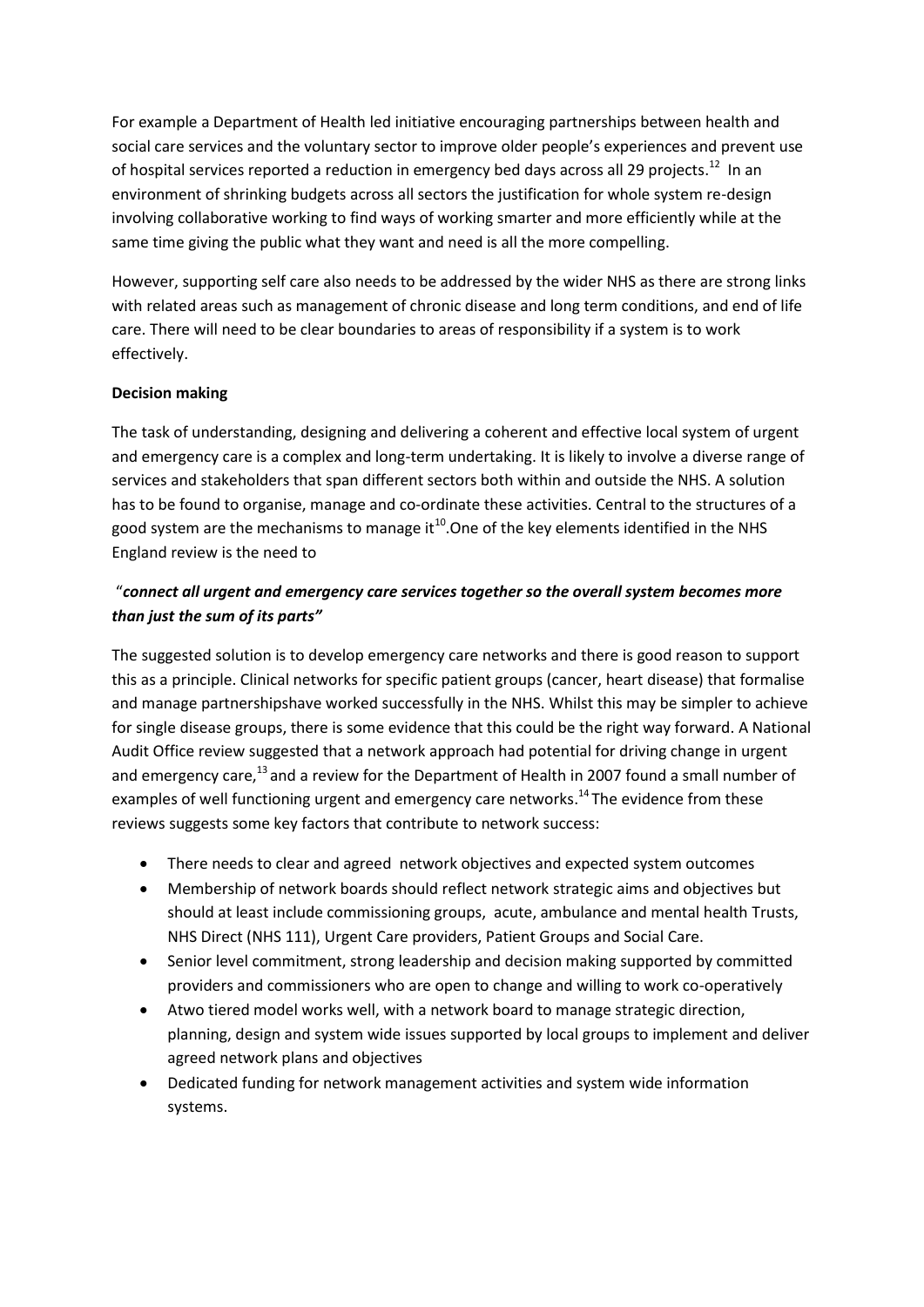For example a Department of Health led initiative encouraging partnerships between health and social care services and the voluntary sector to improve older people's experiences and prevent use of hospital services reported a reduction in emergency bed days across all 29 projects.[12] In an environment of shrinking budgets across all sectors the justification for whole system re-design involving collaborative working to find ways of working smarter and more efficiently while at the same time giving the public what they want and need is all the more compelling.

However, supporting self care also needs to be addressed by the wider NHS as there are strong links with related areas such as management of chronic disease and long term conditions, and end of life care. There will need to be clear boundaries to areas of responsibility if a system is to work effectively.

**Decision making**

The task of understanding, designing and delivering a coherent and effective local system of urgent and emergency care is a complex and long-term undertaking. It is likely to involve a diverse range of services and stakeholders that span different sectors both within and outside the NHS. A solution has to be found to organise, manage and co-ordinate these activities. Central to the structures of a good system are the mechanisms to manage it[10].One of the key elements identified in the NHS England review is the need to

"***connect all urgent and emergency care services together so the overall system becomes more than just the sum of its parts"***

The suggested solution is to develop emergency care networks and there is good reason to support this as a principle. Clinical networks for specific patient groups (cancer, heart disease) that formalise and manage partnershipshave worked successfully in the NHS. Whilst this may be simpler to achieve for single disease groups, there is some evidence that this could be the right way forward. A National Audit Office review suggested that a network approach had potential for driving change in urgent and emergency care,[13] and a review for the Department of Health in 2007 found a small number of examples of well functioning urgent and emergency care networks.[14] The evidence from these reviews suggests some key factors that contribute to network success:

- There needs to clear and agreed network objectives and expected system outcomes
- Membership of network boards should reflect network strategic aims and objectives but should at least include commissioning groups, acute, ambulance and mental health Trusts, NHS Direct (NHS 111), Urgent Care providers, Patient Groups and Social Care.
- Senior level commitment, strong leadership and decision making supported by committed providers and commissioners who are open to change and willing to work co-operatively
- Atwo tiered model works well, with a network board to manage strategic direction, planning, design and system wide issues supported by local groups to implement and deliver agreed network plans and objectives
- Dedicated funding for network management activities and system wide information systems.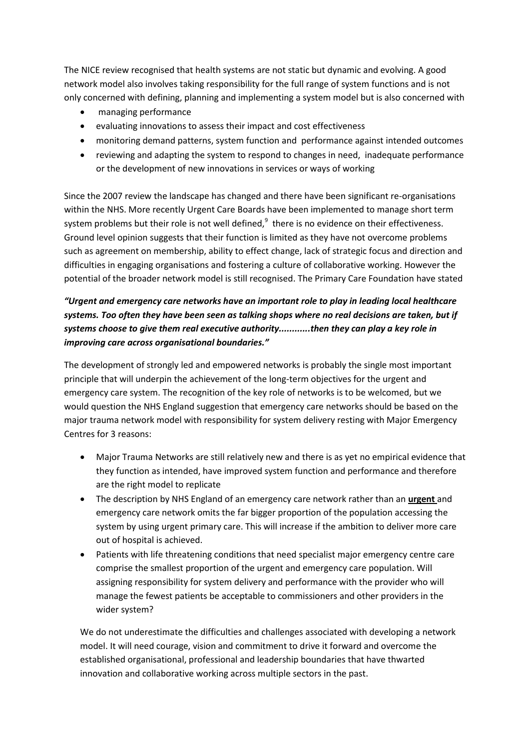The NICE review recognised that health systems are not static but dynamic and evolving. A good network model also involves taking responsibility for the full range of system functions and is not only concerned with defining, planning and implementing a system model but is also concerned with

- managing performance
- evaluating innovations to assess their impact and cost effectiveness
- monitoring demand patterns, system function and performance against intended outcomes
- reviewing and adapting the system to respond to changes in need, inadequate performance or the development of new innovations in services or ways of working

Since the 2007 review the landscape has changed and there have been significant re-organisations within the NHS. More recently Urgent Care Boards have been implemented to manage short term system problems but their role is not well defined,[9] there is no evidence on their effectiveness. Ground level opinion suggests that their function is limited as they have not overcome problems such as agreement on membership, ability to effect change, lack of strategic focus and direction and difficulties in engaging organisations and fostering a culture of collaborative working. However the potential of the broader network model is still recognised. The Primary Care Foundation have stated

***"Urgent and emergency care networks have an important role to play in leading local healthcare systems. Too often they have been seen as talking shops where no real decisions are taken, but if systems choose to give them real executive authority...........then they can play a key role in improving care across organisational boundaries."***

The development of strongly led and empowered networks is probably the single most important principle that will underpin the achievement of the long-term objectives for the urgent and emergency care system. The recognition of the key role of networks is to be welcomed, but we would question the NHS England suggestion that emergency care networks should be based on the major trauma network model with responsibility for system delivery resting with Major Emergency Centres for 3 reasons:

- Major Trauma Networks are still relatively new and there is as yet no empirical evidence that they function as intended, have improved system function and performance and therefore are the right model to replicate
- The description by NHS England of an emergency care network rather than an **urgent** and emergency care network omits the far bigger proportion of the population accessing the system by using urgent primary care. This will increase if the ambition to deliver more care out of hospital is achieved.
- Patients with life threatening conditions that need specialist major emergency centre care comprise the smallest proportion of the urgent and emergency care population. Will assigning responsibility for system delivery and performance with the provider who will manage the fewest patients be acceptable to commissioners and other providers in the wider system?

We do not underestimate the difficulties and challenges associated with developing a network model. It will need courage, vision and commitment to drive it forward and overcome the established organisational, professional and leadership boundaries that have thwarted innovation and collaborative working across multiple sectors in the past.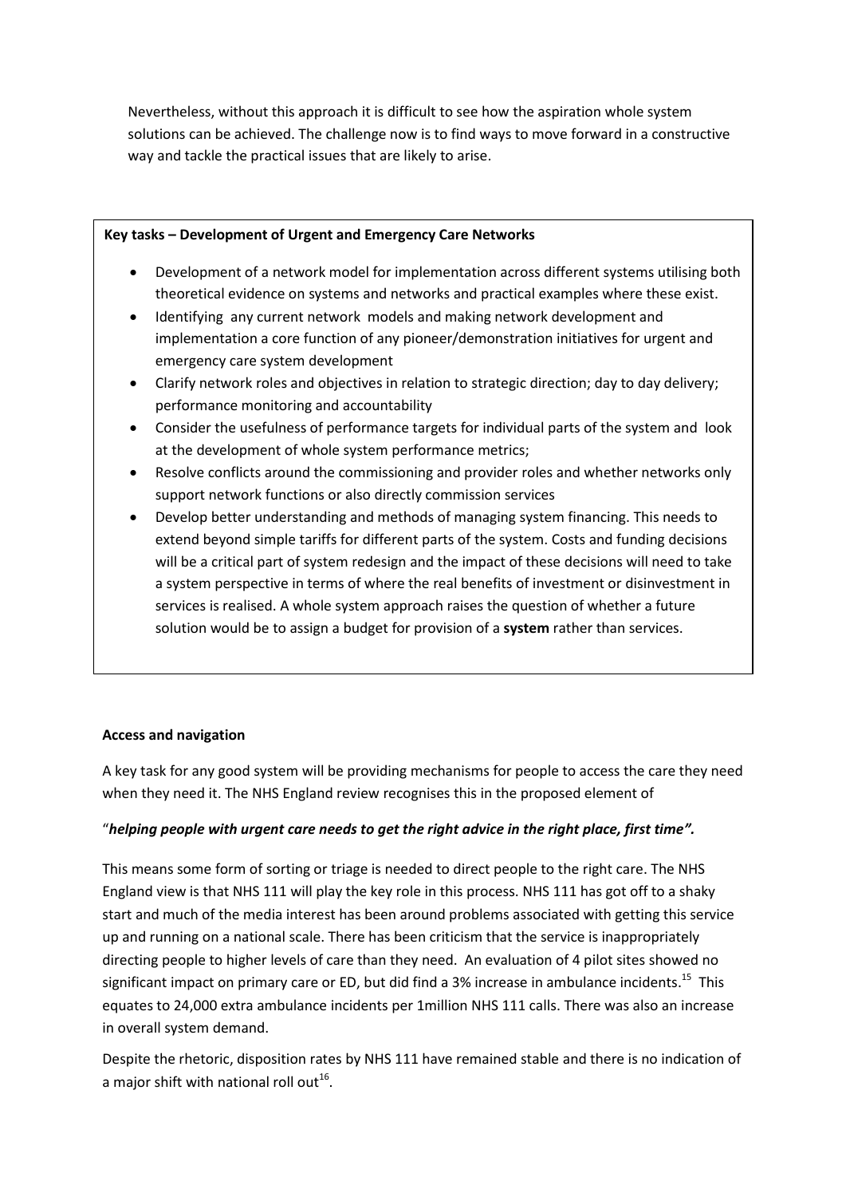Nevertheless, without this approach it is difficult to see how the aspiration whole system solutions can be achieved. The challenge now is to find ways to move forward in a constructive way and tackle the practical issues that are likely to arise.

**Key tasks – Development of Urgent and Emergency Care Networks**

- Development of a network model for implementation across different systems utilising both theoretical evidence on systems and networks and practical examples where these exist.
- Identifying any current network models and making network development and implementation a core function of any pioneer/demonstration initiatives for urgent and emergency care system development
- Clarify network roles and objectives in relation to strategic direction; day to day delivery; performance monitoring and accountability
- Consider the usefulness of performance targets for individual parts of the system and look at the development of whole system performance metrics;
- Resolve conflicts around the commissioning and provider roles and whether networks only support network functions or also directly commission services
- Develop better understanding and methods of managing system financing. This needs to extend beyond simple tariffs for different parts of the system. Costs and funding decisions will be a critical part of system redesign and the impact of these decisions will need to take a system perspective in terms of where the real benefits of investment or disinvestment in services is realised. A whole system approach raises the question of whether a future solution would be to assign a budget for provision of a **system** rather than services.

**Access and navigation**

A key task for any good system will be providing mechanisms for people to access the care they need when they need it. The NHS England review recognises this in the proposed element of

"***helping people with urgent care needs to get the right advice in the right place, first time".***

This means some form of sorting or triage is needed to direct people to the right care. The NHS England view is that NHS 111 will play the key role in this process. NHS 111 has got off to a shaky start and much of the media interest has been around problems associated with getting this service up and running on a national scale. There has been criticism that the service is inappropriately directing people to higher levels of care than they need. An evaluation of 4 pilot sites showed no significant impact on primary care or ED, but did find a 3% increase in ambulance incidents.[15] This equates to 24,000 extra ambulance incidents per 1million NHS 111 calls. There was also an increase in overall system demand.

Despite the rhetoric, disposition rates by NHS 111 have remained stable and there is no indication of a major shift with national roll out[16].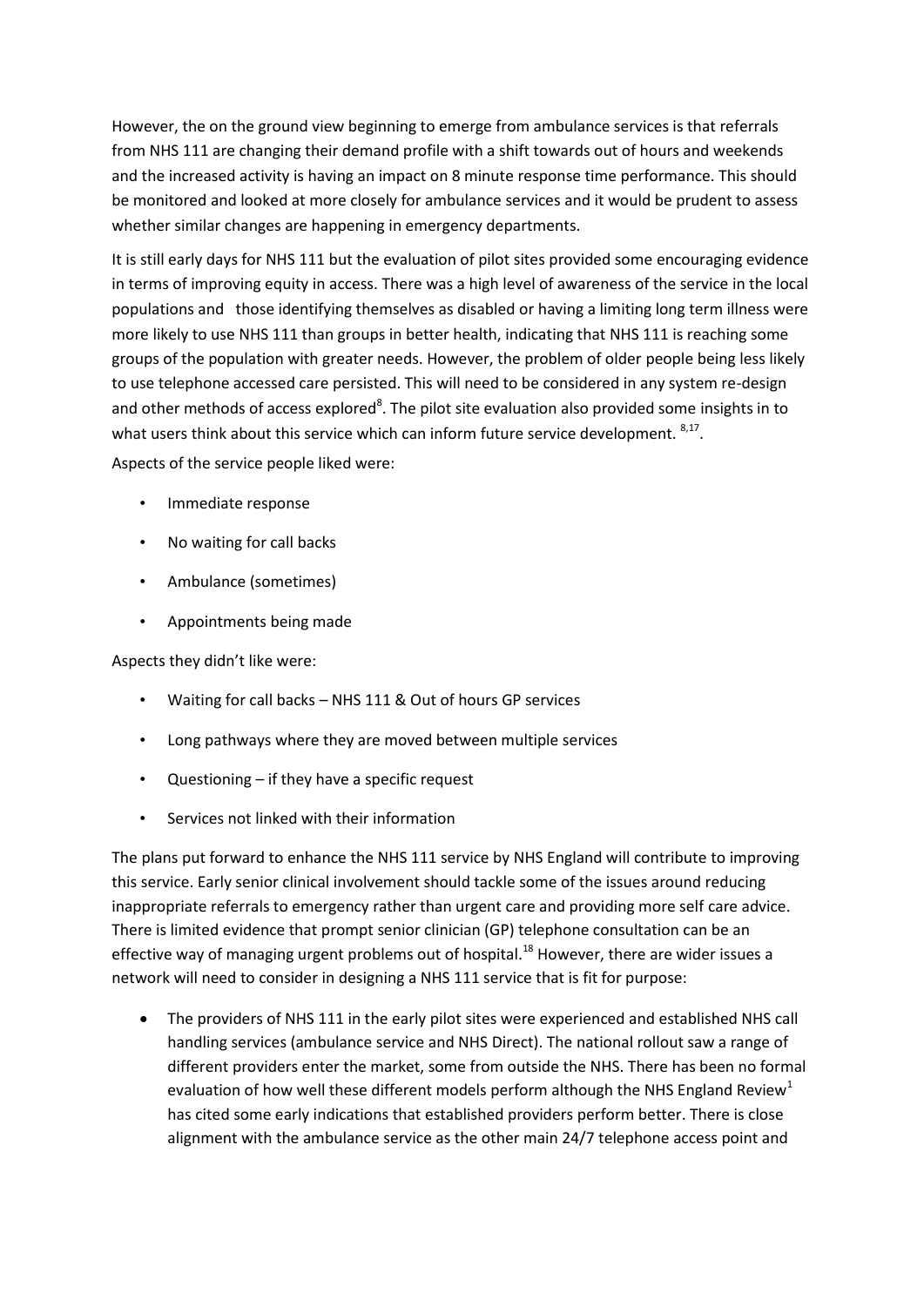However, the on the ground view beginning to emerge from ambulance services is that referrals from NHS 111 are changing their demand profile with a shift towards out of hours and weekends and the increased activity is having an impact on 8 minute response time performance. This should be monitored and looked at more closely for ambulance services and it would be prudent to assess whether similar changes are happening in emergency departments.

It is still early days for NHS 111 but the evaluation of pilot sites provided some encouraging evidence in terms of improving equity in access. There was a high level of awareness of the service in the local populations and those identifying themselves as disabled or having a limiting long term illness were more likely to use NHS 111 than groups in better health, indicating that NHS 111 is reaching some groups of the population with greater needs. However, the problem of older people being less likely to use telephone accessed care persisted. This will need to be considered in any system re-design and other methods of access explored[8]. The pilot site evaluation also provided some insights in to what users think about this service which can inform future service development. [8,17].

Aspects of the service people liked were:

- Immediate response
- No waiting for call backs
- Ambulance (sometimes)
- Appointments being made

Aspects they didn't like were:

- Waiting for call backs – NHS 111 & Out of hours GP services
- Long pathways where they are moved between multiple services
- Questioning – if they have a specific request
- Services not linked with their information

The plans put forward to enhance the NHS 111 service by NHS England will contribute to improving this service. Early senior clinical involvement should tackle some of the issues around reducing inappropriate referrals to emergency rather than urgent care and providing more self care advice. There is limited evidence that prompt senior clinician (GP) telephone consultation can be an effective way of managing urgent problems out of hospital.[18] However, there are wider issues a network will need to consider in designing a NHS 111 service that is fit for purpose:

- The providers of NHS 111 in the early pilot sites were experienced and established NHS call handling services (ambulance service and NHS Direct). The national rollout saw a range of different providers enter the market, some from outside the NHS. There has been no formal evaluation of how well these different models perform although the NHS England Review[1] has cited some early indications that established providers perform better. There is close alignment with the ambulance service as the other main 24/7 telephone access point and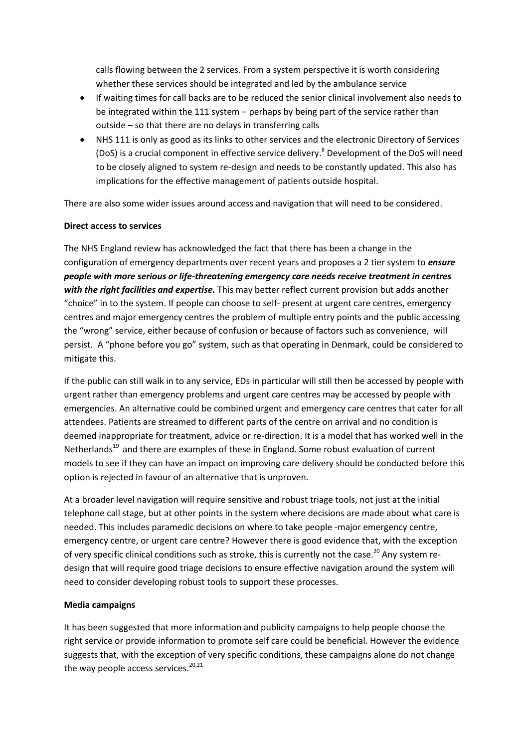calls flowing between the 2 services. From a system perspective it is worth considering whether these services should be integrated and led by the ambulance service

- If waiting times for call backs are to be reduced the senior clinical involvement also needs to be integrated within the 111 system – perhaps by being part of the service rather than outside – so that there are no delays in transferring calls
- NHS 111 is only as good as its links to other services and the electronic Directory of Services (DoS) is a crucial component in effective service delivery.[8] Development of the DoS will need to be closely aligned to system re-design and needs to be constantly updated. This also has implications for the effective management of patients outside hospital.

There are also some wider issues around access and navigation that will need to be considered.

**Direct access to services**

The NHS England review has acknowledged the fact that there has been a change in the configuration of emergency departments over recent years and proposes a 2 tier system to ***ensure people with more serious or life-threatening emergency care needs receive treatment in centres with the right facilities and expertise.*** This may better reflect current provision but adds another "choice" in to the system. If people can choose to self- present at urgent care centres, emergency centres and major emergency centres the problem of multiple entry points and the public accessing the "wrong" service, either because of confusion or because of factors such as convenience, will persist. A "phone before you go" system, such as that operating in Denmark, could be considered to mitigate this.

If the public can still walk in to any service, EDs in particular will still then be accessed by people with urgent rather than emergency problems and urgent care centres may be accessed by people with emergencies. An alternative could be combined urgent and emergency care centres that cater for all attendees. Patients are streamed to different parts of the centre on arrival and no condition is deemed inappropriate for treatment, advice or re-direction. It is a model that has worked well in the Netherlands[19] and there are examples of these in England. Some robust evaluation of current models to see if they can have an impact on improving care delivery should be conducted before this option is rejected in favour of an alternative that is unproven.

At a broader level navigation will require sensitive and robust triage tools, not just at the initial telephone call stage, but at other points in the system where decisions are made about what care is needed. This includes paramedic decisions on where to take people -major emergency centre, emergency centre, or urgent care centre? However there is good evidence that, with the exception of very specific clinical conditions such as stroke, this is currently not the case.[20] Any system re-design that will require good triage decisions to ensure effective navigation around the system will need to consider developing robust tools to support these processes.

**Media campaigns**

It has been suggested that more information and publicity campaigns to help people choose the right service or provide information to promote self care could be beneficial. However the evidence suggests that, with the exception of very specific conditions, these campaigns alone do not change the way people access services.[20,21]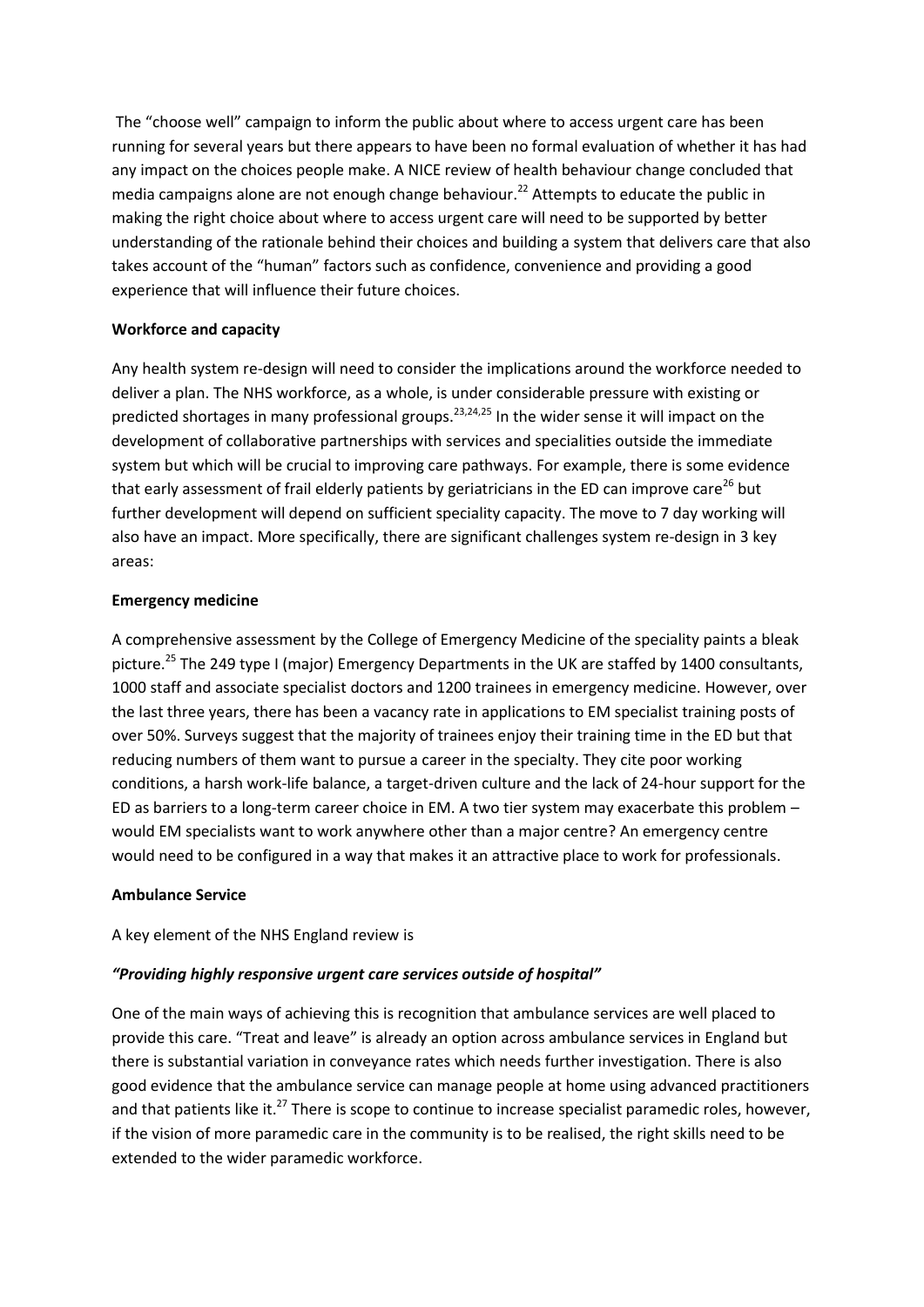The "choose well" campaign to inform the public about where to access urgent care has been running for several years but there appears to have been no formal evaluation of whether it has had any impact on the choices people make. A NICE review of health behaviour change concluded that media campaigns alone are not enough change behaviour.[22] Attempts to educate the public in making the right choice about where to access urgent care will need to be supported by better understanding of the rationale behind their choices and building a system that delivers care that also takes account of the "human" factors such as confidence, convenience and providing a good experience that will influence their future choices.

**Workforce and capacity**

Any health system re-design will need to consider the implications around the workforce needed to deliver a plan. The NHS workforce, as a whole, is under considerable pressure with existing or predicted shortages in many professional groups.[23,24,25] In the wider sense it will impact on the development of collaborative partnerships with services and specialities outside the immediate system but which will be crucial to improving care pathways. For example, there is some evidence that early assessment of frail elderly patients by geriatricians in the ED can improve care[26] but further development will depend on sufficient speciality capacity. The move to 7 day working will also have an impact. More specifically, there are significant challenges system re-design in 3 key areas:

**Emergency medicine**

A comprehensive assessment by the College of Emergency Medicine of the speciality paints a bleak picture.[25] The 249 type I (major) Emergency Departments in the UK are staffed by 1400 consultants, 1000 staff and associate specialist doctors and 1200 trainees in emergency medicine. However, over the last three years, there has been a vacancy rate in applications to EM specialist training posts of over 50%. Surveys suggest that the majority of trainees enjoy their training time in the ED but that reducing numbers of them want to pursue a career in the specialty. They cite poor working conditions, a harsh work-life balance, a target-driven culture and the lack of 24-hour support for the ED as barriers to a long-term career choice in EM. A two tier system may exacerbate this problem – would EM specialists want to work anywhere other than a major centre? An emergency centre would need to be configured in a way that makes it an attractive place to work for professionals.

**Ambulance Service**

A key element of the NHS England review is

***"Providing highly responsive urgent care services outside of hospital"***

One of the main ways of achieving this is recognition that ambulance services are well placed to provide this care. "Treat and leave" is already an option across ambulance services in England but there is substantial variation in conveyance rates which needs further investigation. There is also good evidence that the ambulance service can manage people at home using advanced practitioners and that patients like it.[27] There is scope to continue to increase specialist paramedic roles, however, if the vision of more paramedic care in the community is to be realised, the right skills need to be extended to the wider paramedic workforce.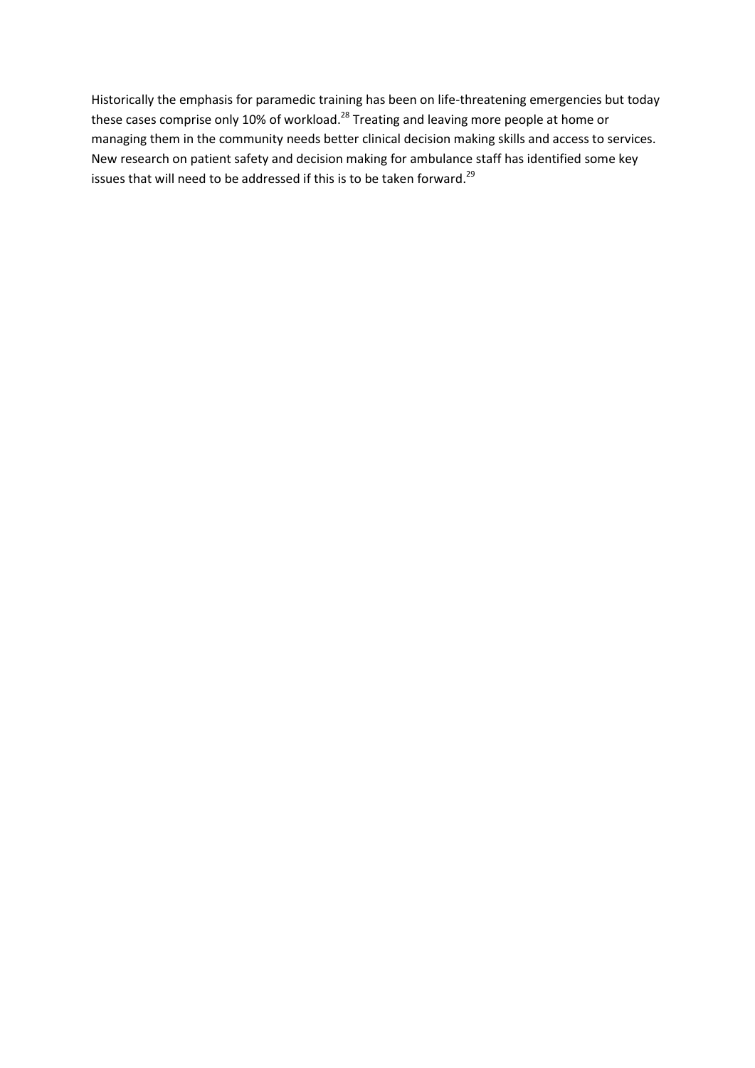Historically the emphasis for paramedic training has been on life-threatening emergencies but today these cases comprise only 10% of workload.[28] Treating and leaving more people at home or managing them in the community needs better clinical decision making skills and access to services. New research on patient safety and decision making for ambulance staff has identified some key issues that will need to be addressed if this is to be taken forward.[29]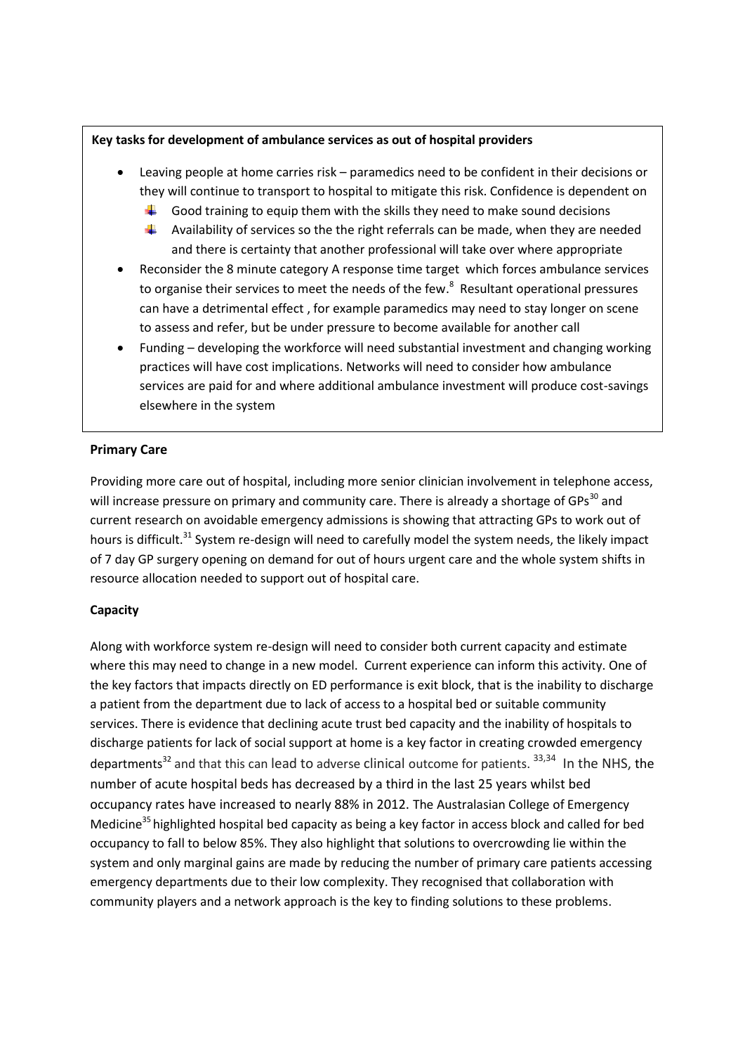**Key tasks for development of ambulance services as out of hospital providers**

- Leaving people at home carries risk – paramedics need to be confident in their decisions or they will continue to transport to hospital to mitigate this risk. Confidence is dependent on
  - Good training to equip them with the skills they need to make sound decisions
  - Availability of services so the the right referrals can be made, when they are needed and there is certainty that another professional will take over where appropriate
- Reconsider the 8 minute category A response time target which forces ambulance services to organise their services to meet the needs of the few.[8] Resultant operational pressures can have a detrimental effect , for example paramedics may need to stay longer on scene to assess and refer, but be under pressure to become available for another call
- Funding – developing the workforce will need substantial investment and changing working practices will have cost implications. Networks will need to consider how ambulance services are paid for and where additional ambulance investment will produce cost-savings elsewhere in the system

**Primary Care**

Providing more care out of hospital, including more senior clinician involvement in telephone access, will increase pressure on primary and community care. There is already a shortage of GPs[30] and current research on avoidable emergency admissions is showing that attracting GPs to work out of hours is difficult.[31] System re-design will need to carefully model the system needs, the likely impact of 7 day GP surgery opening on demand for out of hours urgent care and the whole system shifts in resource allocation needed to support out of hospital care.

**Capacity**

Along with workforce system re-design will need to consider both current capacity and estimate where this may need to change in a new model. Current experience can inform this activity. One of the key factors that impacts directly on ED performance is exit block, that is the inability to discharge a patient from the department due to lack of access to a hospital bed or suitable community services. There is evidence that declining acute trust bed capacity and the inability of hospitals to discharge patients for lack of social support at home is a key factor in creating crowded emergency departments[32] and that this can lead to adverse clinical outcome for patients. [33,34] In the NHS, the number of acute hospital beds has decreased by a third in the last 25 years whilst bed occupancy rates have increased to nearly 88% in 2012. The Australasian College of Emergency Medicine[35] highlighted hospital bed capacity as being a key factor in access block and called for bed occupancy to fall to below 85%. They also highlight that solutions to overcrowding lie within the system and only marginal gains are made by reducing the number of primary care patients accessing emergency departments due to their low complexity. They recognised that collaboration with community players and a network approach is the key to finding solutions to these problems.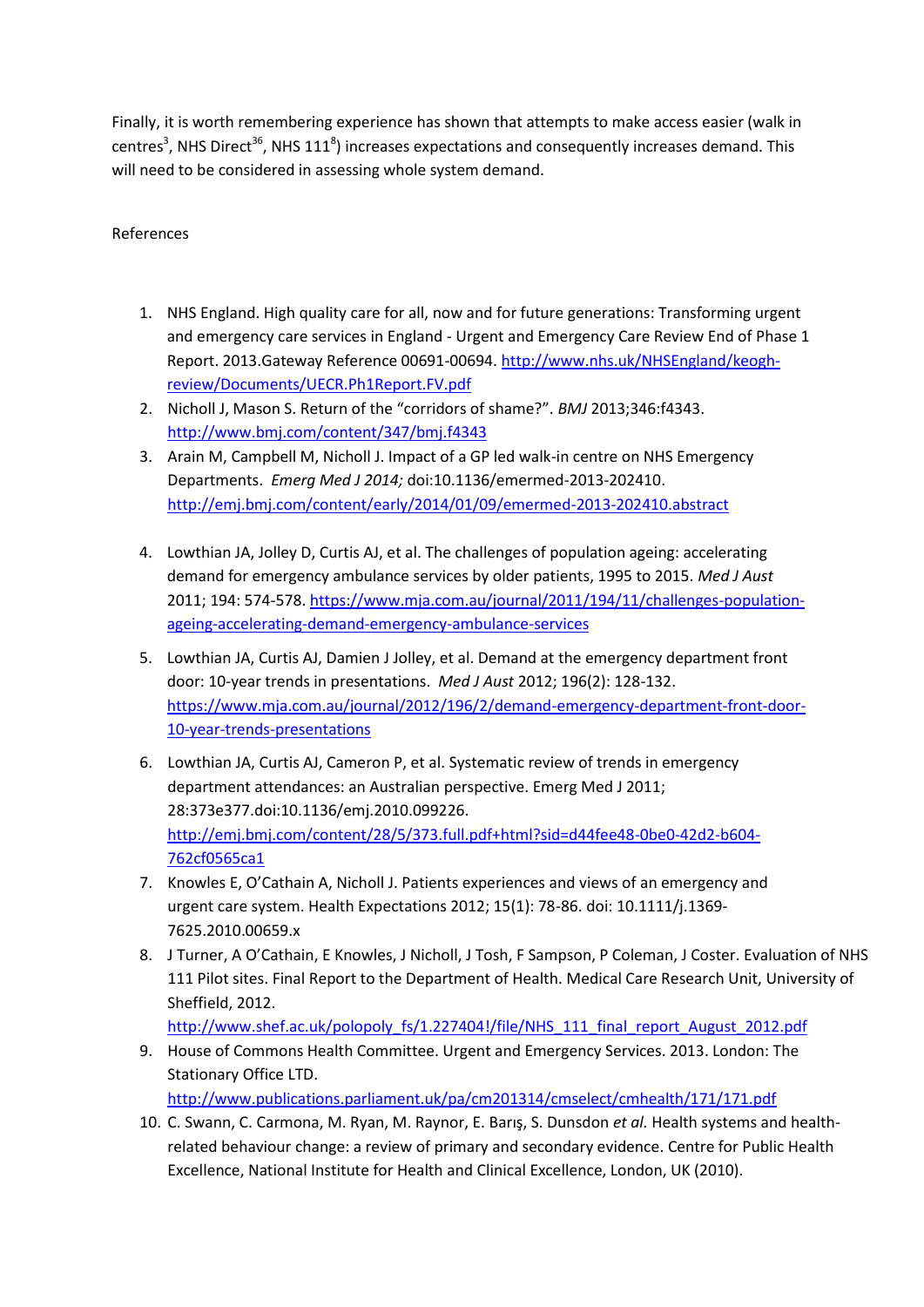Finally, it is worth remembering experience has shown that attempts to make access easier (walk in centres[3], NHS Direct[36], NHS 111[8]) increases expectations and consequently increases demand. This will need to be considered in assessing whole system demand.

References

1. NHS England. High quality care for all, now and for future generations: Transforming urgent and emergency care services in England - Urgent and Emergency Care Review End of Phase 1 Report. 2013.Gateway Reference 00691-00694. http://www.nhs.uk/NHSEngland/keogh-review/Documents/UECR.Ph1Report.FV.pdf
2. Nicholl J, Mason S. Return of the "corridors of shame?". *BMJ* 2013;346:f4343. http://www.bmj.com/content/347/bmj.f4343
3. Arain M, Campbell M, Nicholl J. Impact of a GP led walk-in centre on NHS Emergency Departments. *Emerg Med J 2014;* doi:10.1136/emermed-2013-202410. http://emj.bmj.com/content/early/2014/01/09/emermed-2013-202410.abstract
4. Lowthian JA, Jolley D, Curtis AJ, et al. The challenges of population ageing: accelerating demand for emergency ambulance services by older patients, 1995 to 2015. *Med J Aust* 2011; 194: 574-578. https://www.mja.com.au/journal/2011/194/11/challenges-population-ageing-accelerating-demand-emergency-ambulance-services
5. Lowthian JA, Curtis AJ, Damien J Jolley, et al. Demand at the emergency department front door: 10-year trends in presentations. *Med J Aust* 2012; 196(2): 128-132. https://www.mja.com.au/journal/2012/196/2/demand-emergency-department-front-door-10-year-trends-presentations
6. Lowthian JA, Curtis AJ, Cameron P, et al. Systematic review of trends in emergency department attendances: an Australian perspective. Emerg Med J 2011; 28:373e377.doi:10.1136/emj.2010.099226. http://emj.bmj.com/content/28/5/373.full.pdf+html?sid=d44fee48-0be0-42d2-b604-762cf0565ca1
7. Knowles E, O'Cathain A, Nicholl J. Patients experiences and views of an emergency and urgent care system. Health Expectations 2012; 15(1): 78-86. doi: 10.1111/j.1369-7625.2010.00659.x
8. J Turner, A O'Cathain, E Knowles, J Nicholl, J Tosh, F Sampson, P Coleman, J Coster. Evaluation of NHS 111 Pilot sites. Final Report to the Department of Health. Medical Care Research Unit, University of Sheffield, 2012. http://www.shef.ac.uk/polopoly_fs/1.227404!/file/NHS_111_final_report_August_2012.pdf
9. House of Commons Health Committee. Urgent and Emergency Services. 2013. London: The Stationary Office LTD. http://www.publications.parliament.uk/pa/cm201314/cmselect/cmhealth/171/171.pdf
10. C. Swann, C. Carmona, M. Ryan, M. Raynor, E. Barış, S. Dunsdon *et al.* Health systems and health-related behaviour change: a review of primary and secondary evidence. Centre for Public Health Excellence, National Institute for Health and Clinical Excellence, London, UK (2010).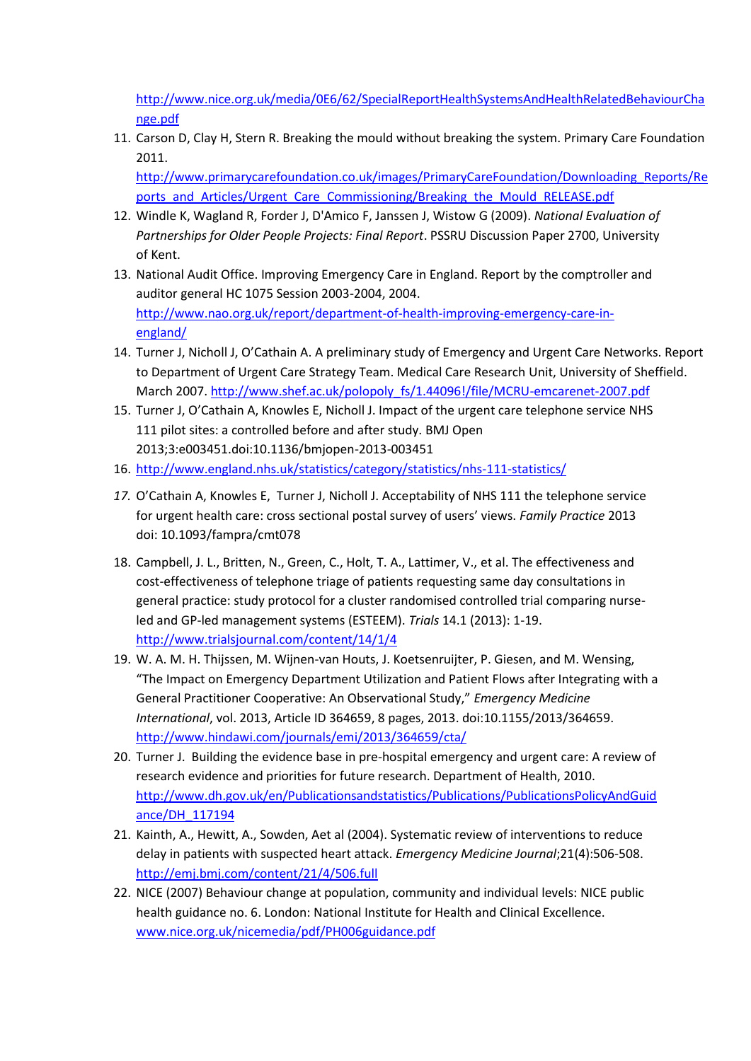http://www.nice.org.uk/media/0E6/62/SpecialReportHealthSystemsAndHealthRelatedBehaviourChange.pdf

11. Carson D, Clay H, Stern R. Breaking the mould without breaking the system. Primary Care Foundation 2011. http://www.primarycarefoundation.co.uk/images/PrimaryCareFoundation/Downloading_Reports/Reports_and_Articles/Urgent_Care_Commissioning/Breaking_the_Mould_RELEASE.pdf
12. Windle K, Wagland R, Forder J, D'Amico F, Janssen J, Wistow G (2009). *National Evaluation of Partnerships for Older People Projects: Final Report*. PSSRU Discussion Paper 2700, University of Kent.
13. National Audit Office. Improving Emergency Care in England. Report by the comptroller and auditor general HC 1075 Session 2003-2004, 2004. http://www.nao.org.uk/report/department-of-health-improving-emergency-care-in-england/
14. Turner J, Nicholl J, O'Cathain A. A preliminary study of Emergency and Urgent Care Networks. Report to Department of Urgent Care Strategy Team. Medical Care Research Unit, University of Sheffield. March 2007. http://www.shef.ac.uk/polopoly_fs/1.44096!/file/MCRU-emcarenet-2007.pdf
15. Turner J, O'Cathain A, Knowles E, Nicholl J. Impact of the urgent care telephone service NHS 111 pilot sites: a controlled before and after study. BMJ Open 2013;3:e003451.doi:10.1136/bmjopen-2013-003451
16. http://www.england.nhs.uk/statistics/category/statistics/nhs-111-statistics/
17. O'Cathain A, Knowles E, Turner J, Nicholl J. Acceptability of NHS 111 the telephone service for urgent health care: cross sectional postal survey of users' views. *Family Practice* 2013 doi: 10.1093/fampra/cmt078
18. Campbell, J. L., Britten, N., Green, C., Holt, T. A., Lattimer, V., et al. The effectiveness and cost-effectiveness of telephone triage of patients requesting same day consultations in general practice: study protocol for a cluster randomised controlled trial comparing nurse-led and GP-led management systems (ESTEEM). *Trials* 14.1 (2013): 1-19. http://www.trialsjournal.com/content/14/1/4
19. W. A. M. H. Thijssen, M. Wijnen-van Houts, J. Koetsenruijter, P. Giesen, and M. Wensing, "The Impact on Emergency Department Utilization and Patient Flows after Integrating with a General Practitioner Cooperative: An Observational Study," *Emergency Medicine International*, vol. 2013, Article ID 364659, 8 pages, 2013. doi:10.1155/2013/364659. http://www.hindawi.com/journals/emi/2013/364659/cta/
20. Turner J. Building the evidence base in pre-hospital emergency and urgent care: A review of research evidence and priorities for future research. Department of Health, 2010. http://www.dh.gov.uk/en/Publicationsandstatistics/Publications/PublicationsPolicyAndGuidance/DH_117194
21. Kainth, A., Hewitt, A., Sowden, Aet al (2004). Systematic review of interventions to reduce delay in patients with suspected heart attack. *Emergency Medicine Journal*;21(4):506-508. http://emj.bmj.com/content/21/4/506.full
22. NICE (2007) Behaviour change at population, community and individual levels: NICE public health guidance no. 6. London: National Institute for Health and Clinical Excellence. www.nice.org.uk/nicemedia/pdf/PH006guidance.pdf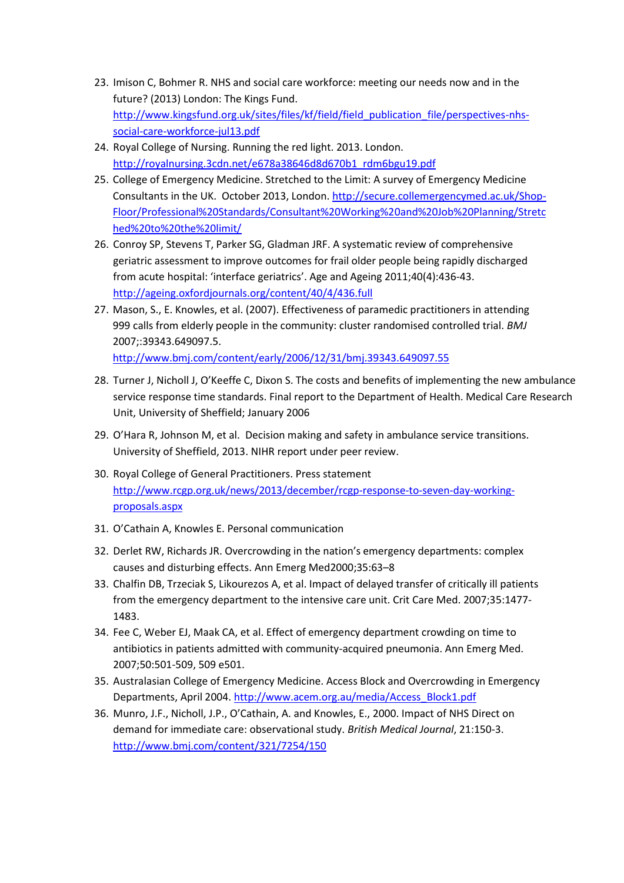23. Imison C, Bohmer R. NHS and social care workforce: meeting our needs now and in the future? (2013) London: The Kings Fund. http://www.kingsfund.org.uk/sites/files/kf/field/field_publication_file/perspectives-nhs-social-care-workforce-jul13.pdf
24. Royal College of Nursing. Running the red light. 2013. London. http://royalnursing.3cdn.net/e678a38646d8d670b1_rdm6bgu19.pdf
25. College of Emergency Medicine. Stretched to the Limit: A survey of Emergency Medicine Consultants in the UK. October 2013, London. http://secure.collemergencymed.ac.uk/Shop-Floor/Professional%20Standards/Consultant%20Working%20and%20Job%20Planning/Stretched%20to%20the%20limit/
26. Conroy SP, Stevens T, Parker SG, Gladman JRF. A systematic review of comprehensive geriatric assessment to improve outcomes for frail older people being rapidly discharged from acute hospital: 'interface geriatrics'. Age and Ageing 2011;40(4):436-43. http://ageing.oxfordjournals.org/content/40/4/436.full
27. Mason, S., E. Knowles, et al. (2007). Effectiveness of paramedic practitioners in attending 999 calls from elderly people in the community: cluster randomised controlled trial. *BMJ* 2007;:39343.649097.5. http://www.bmj.com/content/early/2006/12/31/bmj.39343.649097.55
28. Turner J, Nicholl J, O'Keeffe C, Dixon S. The costs and benefits of implementing the new ambulance service response time standards. Final report to the Department of Health. Medical Care Research Unit, University of Sheffield; January 2006
29. O'Hara R, Johnson M, et al. Decision making and safety in ambulance service transitions. University of Sheffield, 2013. NIHR report under peer review.
30. Royal College of General Practitioners. Press statement http://www.rcgp.org.uk/news/2013/december/rcgp-response-to-seven-day-working-proposals.aspx
31. O'Cathain A, Knowles E. Personal communication
32. Derlet RW, Richards JR. Overcrowding in the nation's emergency departments: complex causes and disturbing effects. Ann Emerg Med2000;35:63–8
33. Chalfin DB, Trzeciak S, Likourezos A, et al. Impact of delayed transfer of critically ill patients from the emergency department to the intensive care unit. Crit Care Med. 2007;35:1477-1483.
34. Fee C, Weber EJ, Maak CA, et al. Effect of emergency department crowding on time to antibiotics in patients admitted with community-acquired pneumonia. Ann Emerg Med. 2007;50:501-509, 509 e501.
35. Australasian College of Emergency Medicine. Access Block and Overcrowding in Emergency Departments, April 2004. http://www.acem.org.au/media/Access_Block1.pdf
36. Munro, J.F., Nicholl, J.P., O'Cathain, A. and Knowles, E., 2000. Impact of NHS Direct on demand for immediate care: observational study. *British Medical Journal*, 21:150-3. http://www.bmj.com/content/321/7254/150